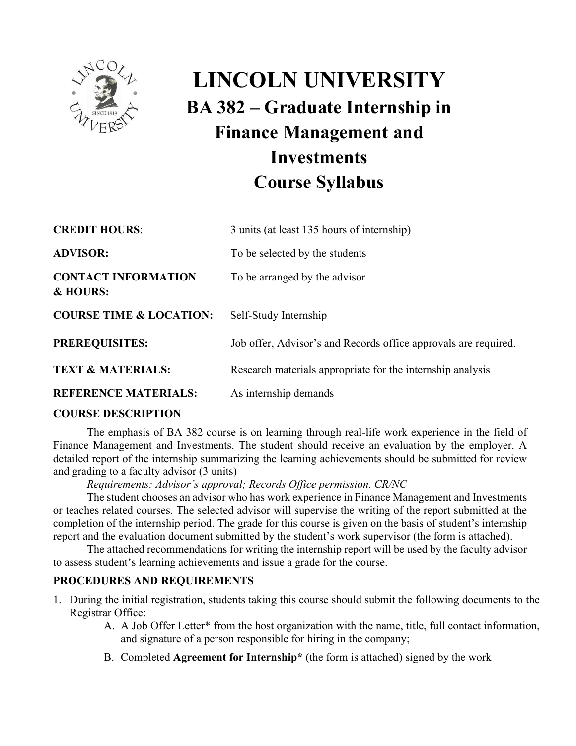# LINCOLN UNIVERSITY

## BA 382 – Graduate Internship in Finance Management and Investments Course Syllabus

**CREDIT HOURS**: 3 units (at least 135 hours of internship)

**ADVISOR:** To be selected by the students

**CONTACT INFORMATION & HOURS:** To be arranged by the advisor

**COURSE TIME & LOCATION:** Self-Study Internship

**PREREQUISITES:** Job offer, Advisor's and Records office approvals are required.

**TEXT & MATERIALS:** Research materials appropriate for the internship analysis

**REFERENCE MATERIALS:** As internship demands

**COURSE DESCRIPTION**

The emphasis of BA 382 course is on learning through real-life work experience in the field of Finance Management and Investments. The student should receive an evaluation by the employer. A detailed report of the internship summarizing the learning achievements should be submitted for review and grading to a faculty advisor (3 units)

*Requirements: Advisor's approval; Records Office permission. CR/NC*

The student chooses an advisor who has work experience in Finance Management and Investments or teaches related courses. The selected advisor will supervise the writing of the report submitted at the completion of the internship period. The grade for this course is given on the basis of student's internship report and the evaluation document submitted by the student's work supervisor (the form is attached).

The attached recommendations for writing the internship report will be used by the faculty advisor to assess student's learning achievements and issue a grade for the course.

**PROCEDURES AND REQUIREMENTS**

1. During the initial registration, students taking this course should submit the following documents to the Registrar Office:
   A. A Job Offer Letter* from the host organization with the name, title, full contact information, and signature of a person responsible for hiring in the company;
   B. Completed **Agreement for Internship*** (the form is attached) signed by the work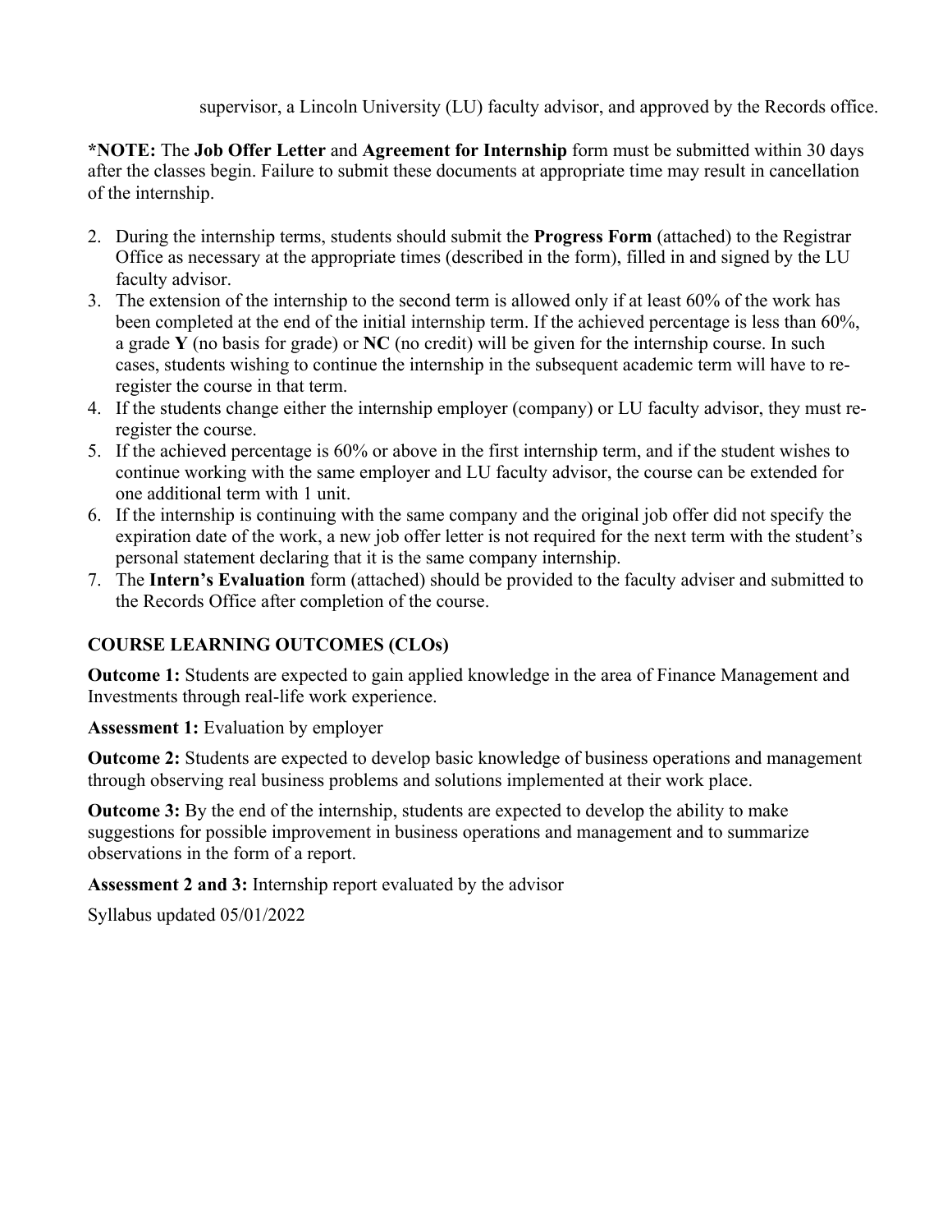supervisor, a Lincoln University (LU) faculty advisor, and approved by the Records office.

***NOTE:** The **Job Offer Letter** and **Agreement for Internship** form must be submitted within 30 days after the classes begin. Failure to submit these documents at appropriate time may result in cancellation of the internship.

2. During the internship terms, students should submit the **Progress Form** (attached) to the Registrar Office as necessary at the appropriate times (described in the form), filled in and signed by the LU faculty advisor.
3. The extension of the internship to the second term is allowed only if at least 60% of the work has been completed at the end of the initial internship term. If the achieved percentage is less than 60%, a grade **Y** (no basis for grade) or **NC** (no credit) will be given for the internship course. In such cases, students wishing to continue the internship in the subsequent academic term will have to re-register the course in that term.
4. If the students change either the internship employer (company) or LU faculty advisor, they must re-register the course.
5. If the achieved percentage is 60% or above in the first internship term, and if the student wishes to continue working with the same employer and LU faculty advisor, the course can be extended for one additional term with 1 unit.
6. If the internship is continuing with the same company and the original job offer did not specify the expiration date of the work, a new job offer letter is not required for the next term with the student's personal statement declaring that it is the same company internship.
7. The **Intern's Evaluation** form (attached) should be provided to the faculty adviser and submitted to the Records Office after completion of the course.

## COURSE LEARNING OUTCOMES (CLOs)

**Outcome 1:** Students are expected to gain applied knowledge in the area of Finance Management and Investments through real-life work experience.

**Assessment 1:** Evaluation by employer

**Outcome 2:** Students are expected to develop basic knowledge of business operations and management through observing real business problems and solutions implemented at their work place.

**Outcome 3:** By the end of the internship, students are expected to develop the ability to make suggestions for possible improvement in business operations and management and to summarize observations in the form of a report.

**Assessment 2 and 3:** Internship report evaluated by the advisor

Syllabus updated 05/01/2022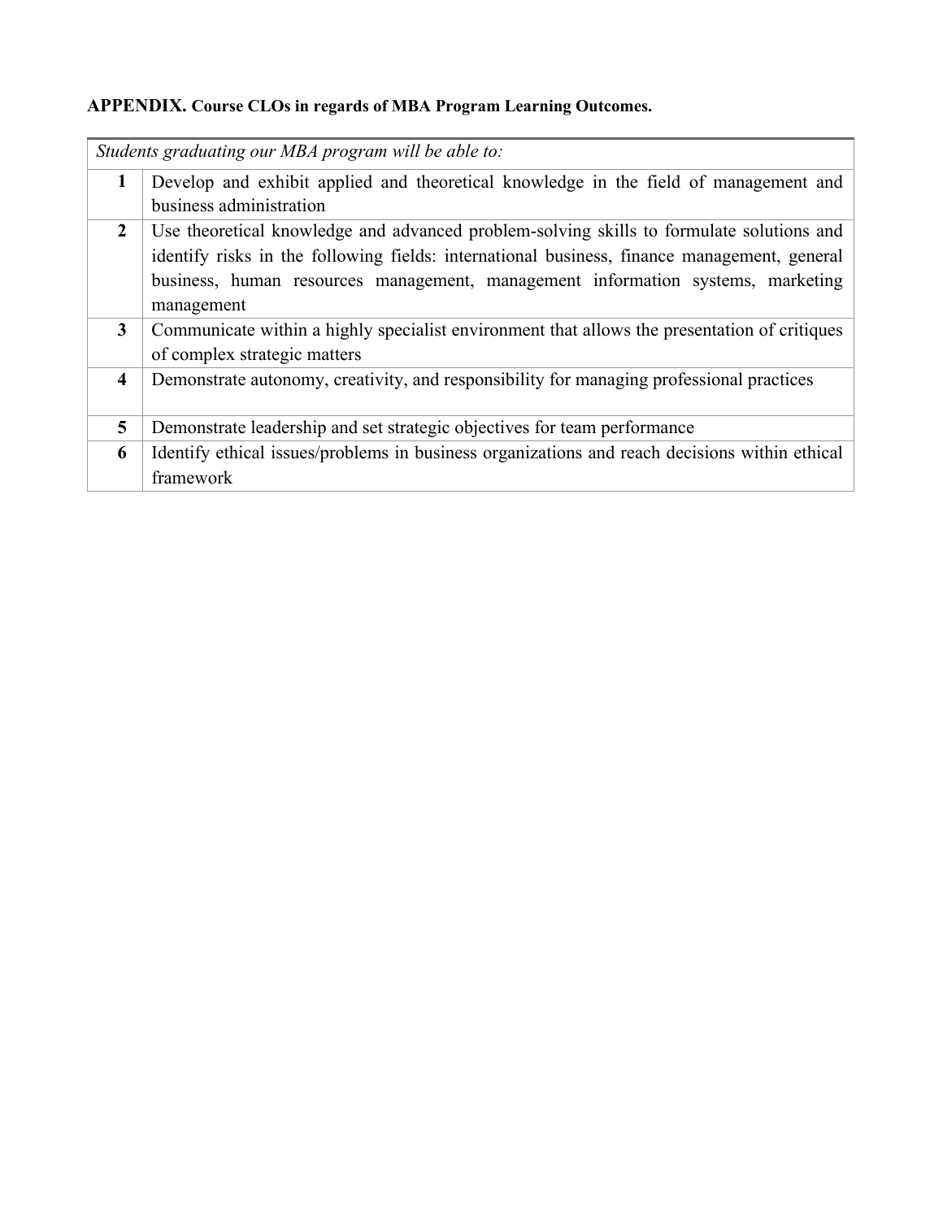**APPENDIX. Course CLOs in regards of MBA Program Learning Outcomes.**

| *Students graduating our MBA program will be able to:* | |
|---|---|
| **1** | Develop and exhibit applied and theoretical knowledge in the field of management and business administration |
| **2** | Use theoretical knowledge and advanced problem-solving skills to formulate solutions and identify risks in the following fields: international business, finance management, general business, human resources management, management information systems, marketing management |
| **3** | Communicate within a highly specialist environment that allows the presentation of critiques of complex strategic matters |
| **4** | Demonstrate autonomy, creativity, and responsibility for managing professional practices |
| **5** | Demonstrate leadership and set strategic objectives for team performance |
| **6** | Identify ethical issues/problems in business organizations and reach decisions within ethical framework |